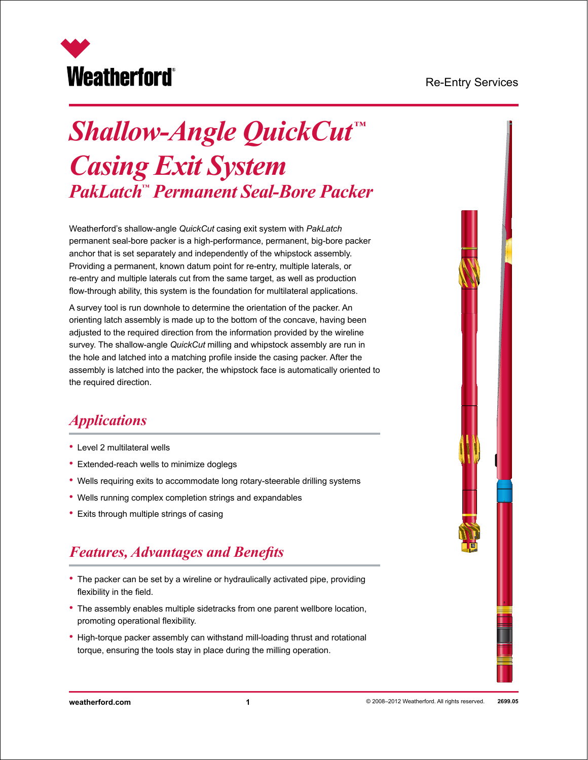Re-Entry Services

# *Shallow-Angle QuickCut™ Casing Exit System*

## *PakLatch™ Permanent Seal-Bore Packer*

Weatherford's shallow-angle *QuickCut* casing exit system with *PakLatch* permanent seal-bore packer is a high-performance, permanent, big-bore packer anchor that is set separately and independently of the whipstock assembly. Providing a permanent, known datum point for re-entry, multiple laterals, or re-entry and multiple laterals cut from the same target, as well as production flow-through ability, this system is the foundation for multilateral applications.

A survey tool is run downhole to determine the orientation of the packer. An orienting latch assembly is made up to the bottom of the concave, having been adjusted to the required direction from the information provided by the wireline survey. The shallow-angle *QuickCut* milling and whipstock assembly are run in the hole and latched into a matching profile inside the casing packer. After the assembly is latched into the packer, the whipstock face is automatically oriented to the required direction.

## *Applications*

- Level 2 multilateral wells
- Extended-reach wells to minimize doglegs
- Wells requiring exits to accommodate long rotary-steerable drilling systems
- Wells running complex completion strings and expandables
- Exits through multiple strings of casing

## *Features, Advantages and Benefits*

- The packer can be set by a wireline or hydraulically activated pipe, providing flexibility in the field.
- The assembly enables multiple sidetracks from one parent wellbore location, promoting operational flexibility.
- High-torque packer assembly can withstand mill-loading thrust and rotational torque, ensuring the tools stay in place during the milling operation.

weatherford.com

© 2008–2012 Weatherford. All rights reserved. 2699.05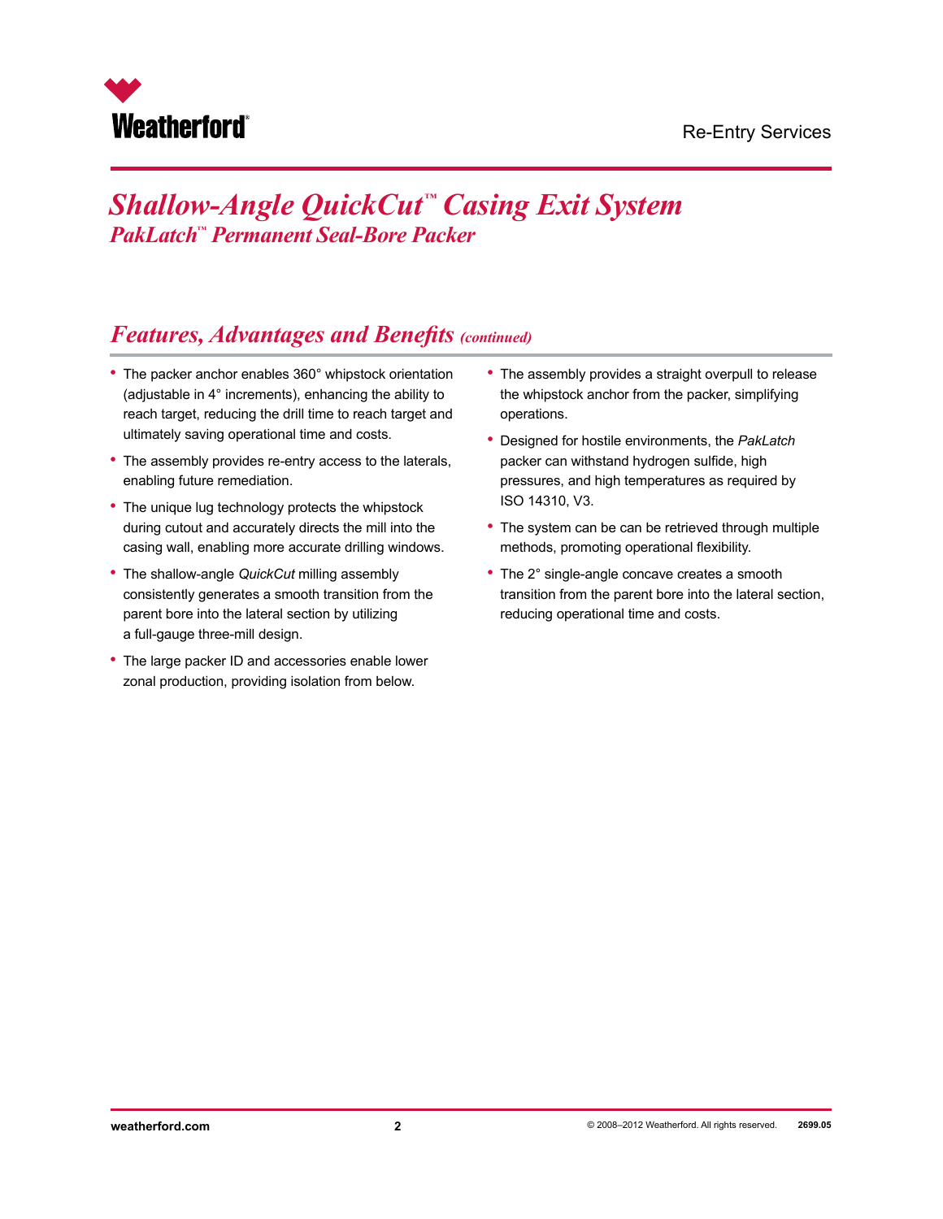# *Shallow-Angle QuickCut™ Casing Exit System*

## *PakLatch™ Permanent Seal-Bore Packer*

## *Features, Advantages and Benefits (continued)*

- The packer anchor enables 360° whipstock orientation (adjustable in 4° increments), enhancing the ability to reach target, reducing the drill time to reach target and ultimately saving operational time and costs.
- The assembly provides re-entry access to the laterals, enabling future remediation.
- The unique lug technology protects the whipstock during cutout and accurately directs the mill into the casing wall, enabling more accurate drilling windows.
- The shallow-angle *QuickCut* milling assembly consistently generates a smooth transition from the parent bore into the lateral section by utilizing a full-gauge three-mill design.
- The large packer ID and accessories enable lower zonal production, providing isolation from below.
- The assembly provides a straight overpull to release the whipstock anchor from the packer, simplifying operations.
- Designed for hostile environments, the *PakLatch* packer can withstand hydrogen sulfide, high pressures, and high temperatures as required by ISO 14310, V3.
- The system can be can be retrieved through multiple methods, promoting operational flexibility.
- The 2° single-angle concave creates a smooth transition from the parent bore into the lateral section, reducing operational time and costs.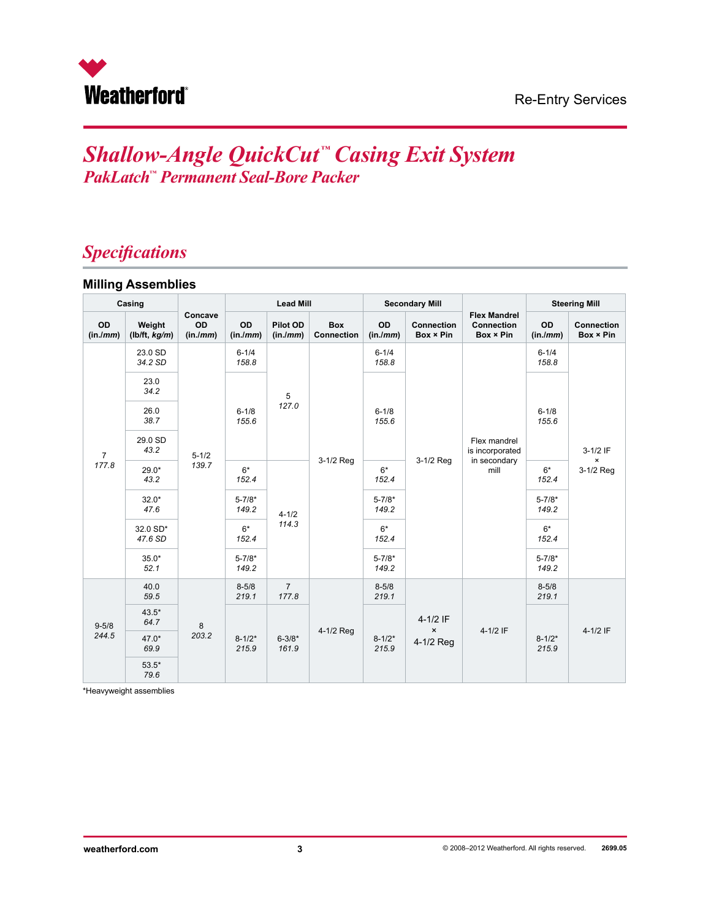# *Shallow-Angle QuickCut™ Casing Exit System*

## *PakLatch™ Permanent Seal-Bore Packer*

## *Specifications*

### Milling Assemblies

| Casing | | Concave OD (in./*mm*) | Lead Mill | | | Secondary Mill | | Flex Mandrel Connection Box × Pin | Steering Mill | |
|---|---|---|---|---|---|---|---|---|---|---|
| OD (in./*mm*) | Weight (lb/ft, *kg/m*) | | OD (in./*mm*) | Pilot OD (in./*mm*) | Box Connection | OD (in./*mm*) | Connection Box × Pin | | OD (in./*mm*) | Connection Box × Pin |
| 7 *177.8* | 23.0 SD *34.2 SD* | 5-1/2 *139.7* | 6-1/4 *158.8* | 5 *127.0* | 3-1/2 Reg | 6-1/4 *158.8* | 3-1/2 Reg | Flex mandrel is incorporated in secondary mill | 6-1/4 *158.8* | 3-1/2 IF × 3-1/2 Reg |
| | 23.0 *34.2* | | 6-1/8 *155.6* | | | 6-1/8 *155.6* | | | 6-1/8 *155.6* | |
| | 26.0 *38.7* | | | | | | | | | |
| | 29.0 SD *43.2* | | | | | | | | | |
| | 29.0* *43.2* | | 6* *152.4* | 4-1/2 *114.3* | | 6* *152.4* | | | 6* *152.4* | |
| | 32.0* *47.6* | | 5-7/8* *149.2* | | | 5-7/8* *149.2* | | | 5-7/8* *149.2* | |
| | 32.0 SD* *47.6 SD* | | 6* *152.4* | | | 6* *152.4* | | | 6* *152.4* | |
| | 35.0* *52.1* | | 5-7/8* *149.2* | | | 5-7/8* *149.2* | | | 5-7/8* *149.2* | |
| 9-5/8 *244.5* | 40.0 *59.5* | 8 *203.2* | 8-5/8 *219.1* | 7 *177.8* | 4-1/2 Reg | 8-5/8 *219.1* | 4-1/2 IF × 4-1/2 Reg | 4-1/2 IF | 8-5/8 *219.1* | 4-1/2 IF |
| | 43.5* *64.7* | | 8-1/2* *215.9* | 6-3/8* *161.9* | | 8-1/2* *215.9* | | | 8-1/2* *215.9* | |
| | 47.0* *69.9* | | | | | | | | | |
| | 53.5* *79.6* | | | | | | | | | |

*Heavyweight assemblies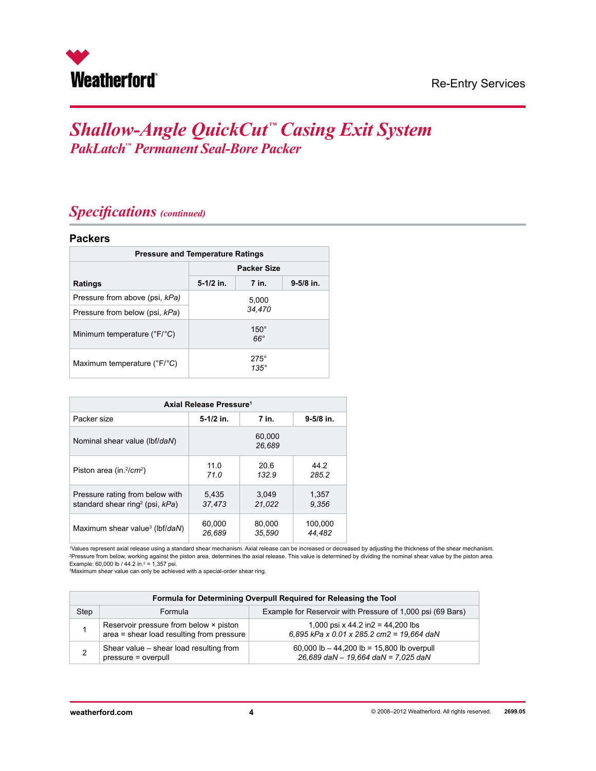# *Shallow-Angle QuickCut™ Casing Exit System*

## *PakLatch™ Permanent Seal-Bore Packer*

## *Specifications* *(continued)*

### Packers

| Pressure and Temperature Ratings | | | |
|---|---|---|---|
| | Packer Size | | |
| **Ratings** | **5-1/2 in.** | **7 in.** | **9-5/8 in.** |
| Pressure from above (psi, *kPa*) | 5,000 *34,470* | | |
| Pressure from below (psi, *kPa*) | 5,000 *34,470* | | |
| Minimum temperature (°F/°*C*) | 150° *66°* | | |
| Maximum temperature (°F/°*C*) | 275° *135°* | | |

| Axial Release Pressure[1] | | | |
|---|---|---|---|
| Packer size | **5-1/2 in.** | **7 in.** | **9-5/8 in.** |
| Nominal shear value (lbf/*daN*) | 60,000 *26,689* | | |
| Piston area (in.$^2$/*cm*$^2$) | 11.0 *71.0* | 20.6 *132.9* | 44.2 *285.2* |
| Pressure rating from below with standard shear ring[2] (psi, *kPa*) | 5,435 *37,473* | 3,049 *21,022* | 1,357 *9,356* |
| Maximum shear value[3] (lbf/*daN*) | 60,000 *26,689* | 80,000 *35,590* | 100,000 *44,482* |

[1]Values represent axial release using a standard shear mechanism. Axial release can be increased or decreased by adjusting the thickness of the shear mechanism.
[2]Pressure from below, working against the piston area, determines the axial release. This value is determined by dividing the nominal shear value by the piston area. Example: 60,000 lb / 44.2 in.$^2$ = 1,357 psi.
[3]Maximum shear value can only be achieved with a special-order shear ring.

| Formula for Determining Overpull Required for Releasing the Tool | | |
|---|---|---|
| Step | Formula | Example for Reservoir with Pressure of 1,000 psi (69 Bars) |
| 1 | Reservoir pressure from below × piston area = shear load resulting from pressure | 1,000 psi x 44.2 in2 = 44,200 lbs *6,895 kPa x 0.01 x 285.2 cm2 = 19,664 daN* |
| 2 | Shear value – shear load resulting from pressure = overpull | 60,000 lb – 44,200 lb = 15,800 lb overpull *26,689 daN – 19,664 daN = 7,025 daN* |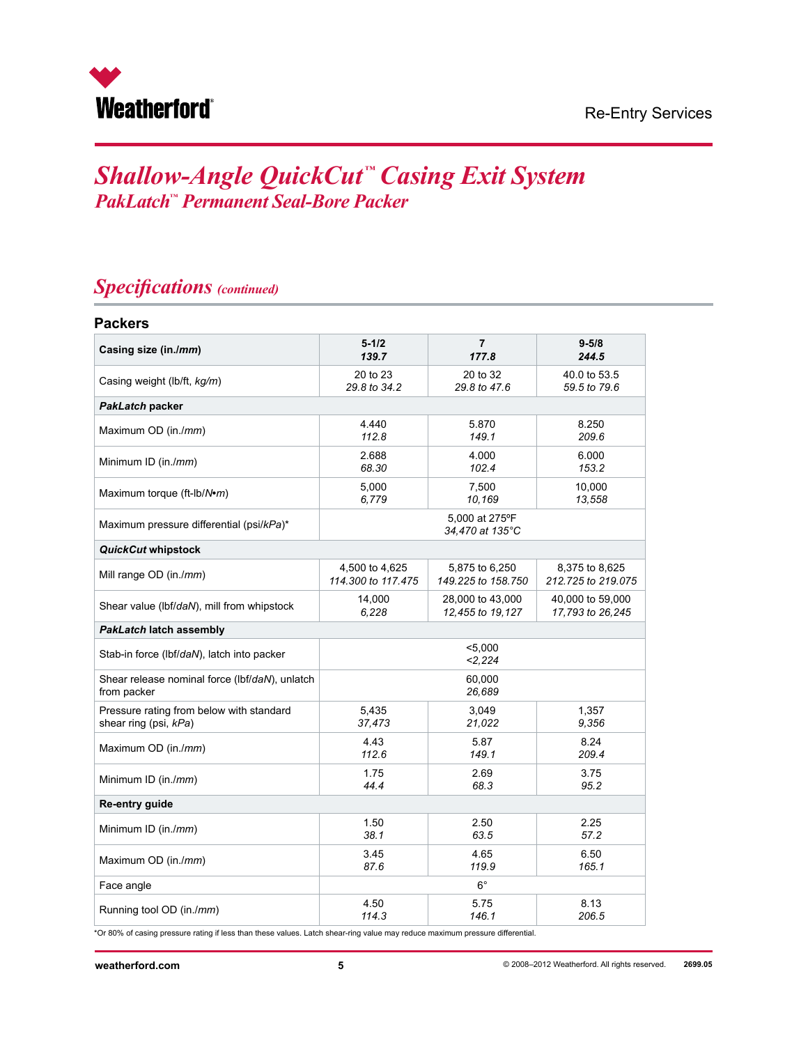# *Shallow-Angle QuickCut™ Casing Exit System*

## *PakLatch™ Permanent Seal-Bore Packer*

## *Specifications (continued)*

### Packers

| Casing size (in./*mm*) | 5-1/2<br>*139.7* | 7<br>*177.8* | 9-5/8<br>*244.5* |
|---|---|---|---|
| Casing weight (lb/ft, *kg/m*) | 20 to 23<br>*29.8 to 34.2* | 20 to 32<br>*29.8 to 47.6* | 40.0 to 53.5<br>*59.5 to 79.6* |
| ***PakLatch* packer** | | | |
| Maximum OD (in./*mm*) | 4.440<br>*112.8* | 5.870<br>*149.1* | 8.250<br>*209.6* |
| Minimum ID (in./*mm*) | 2.688<br>*68.30* | 4.000<br>*102.4* | 6.000<br>*153.2* |
| Maximum torque (ft-lb/*N•m*) | 5,000<br>*6,779* | 7,500<br>*10,169* | 10,000<br>*13,558* |
| Maximum pressure differential (psi/*kPa*)* | | 5,000 at 275ºF<br>*34,470 at 135°C* | |
| ***QuickCut* whipstock** | | | |
| Mill range OD (in./*mm*) | 4,500 to 4,625<br>*114.300 to 117.475* | 5,875 to 6,250<br>*149.225 to 158.750* | 8,375 to 8,625<br>*212.725 to 219.075* |
| Shear value (lbf/*daN*), mill from whipstock | 14,000<br>*6,228* | 28,000 to 43,000<br>*12,455 to 19,127* | 40,000 to 59,000<br>*17,793 to 26,245* |
| ***PakLatch* latch assembly** | | | |
| Stab-in force (lbf/*daN*), latch into packer | | <5,000<br>*<2,224* | |
| Shear release nominal force (lbf/*daN*), unlatch from packer | | 60,000<br>*26,689* | |
| Pressure rating from below with standard shear ring (psi, *kPa*) | 5,435<br>*37,473* | 3,049<br>*21,022* | 1,357<br>*9,356* |
| Maximum OD (in./*mm*) | 4.43<br>*112.6* | 5.87<br>*149.1* | 8.24<br>*209.4* |
| Minimum ID (in./*mm*) | 1.75<br>*44.4* | 2.69<br>*68.3* | 3.75<br>*95.2* |
| **Re-entry guide** | | | |
| Minimum ID (in./*mm*) | 1.50<br>*38.1* | 2.50<br>*63.5* | 2.25<br>*57.2* |
| Maximum OD (in./*mm*) | 3.45<br>*87.6* | 4.65<br>*119.9* | 6.50<br>*165.1* |
| Face angle | | 6° | |
| Running tool OD (in./*mm*) | 4.50<br>*114.3* | 5.75<br>*146.1* | 8.13<br>*206.5* |

*Or 80% of casing pressure rating if less than these values. Latch shear-ring value may reduce maximum pressure differential.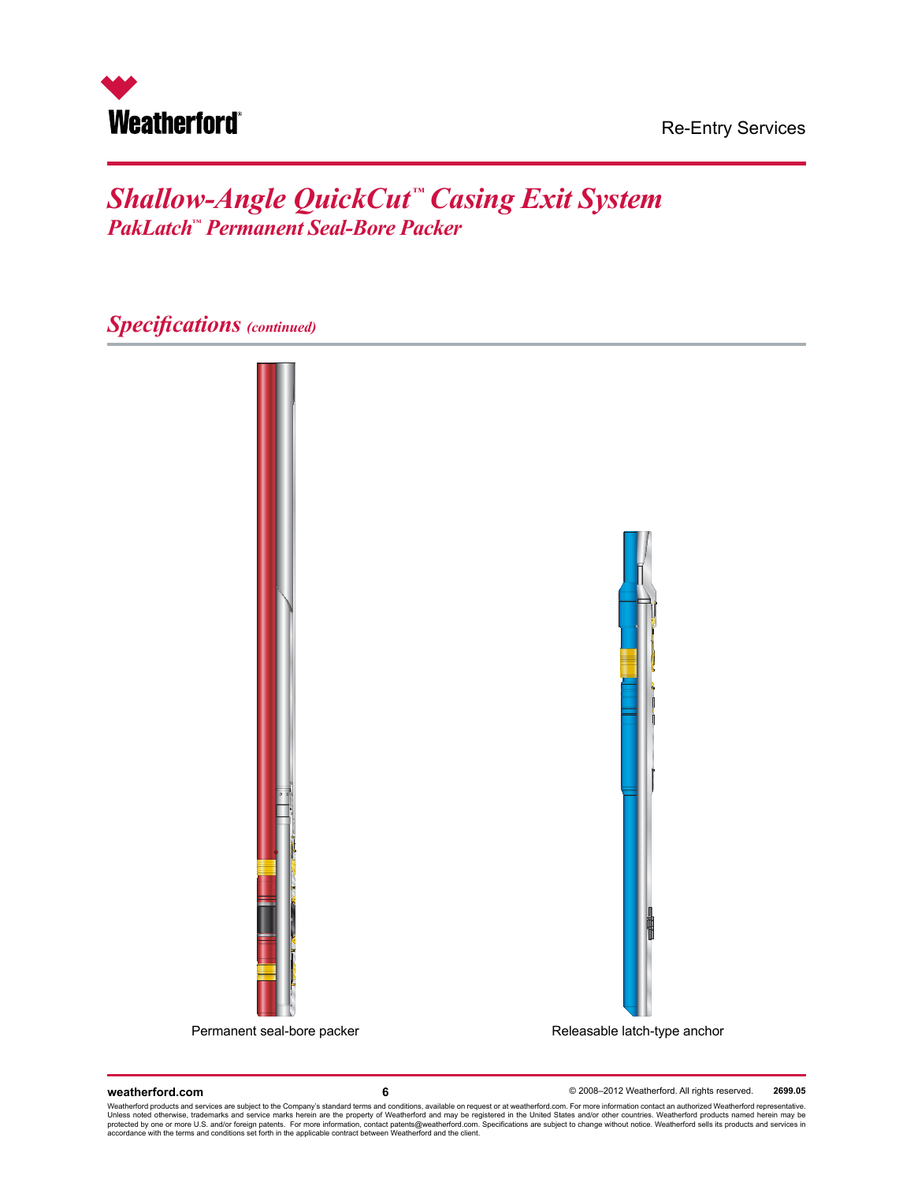# *Shallow-Angle QuickCut™ Casing Exit System*

## *PakLatch™ Permanent Seal-Bore Packer*

## *Specifications (continued)*

Permanent seal-bore packer

Releasable latch-type anchor

Weatherford products and services are subject to the Company's standard terms and conditions, available on request or at weatherford.com. For more information contact an authorized Weatherford representative. Unless noted otherwise, trademarks and service marks herein are the property of Weatherford and may be registered in the United States and/or other countries. Weatherford products named herein may be protected by one or more U.S. and/or foreign patents. For more information, contact patents@weatherford.com. Specifications are subject to change without notice. Weatherford sells its products and services in accordance with the terms and conditions set forth in the applicable contract between Weatherford and the client.